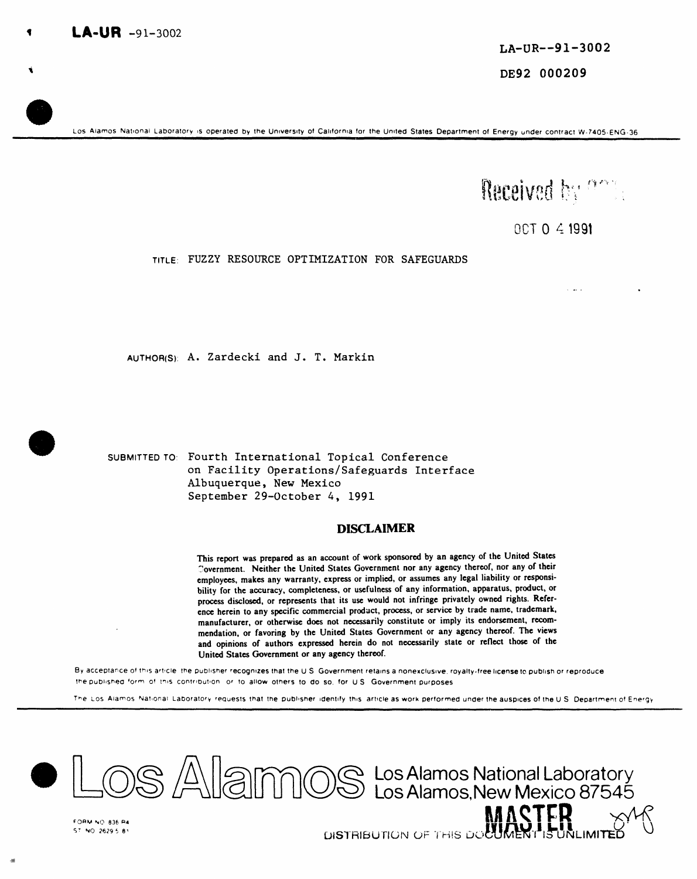LA-UR -91-3002

LA-UR--91-3002

DE92 000209

Los Alamos National Laboratory is operated by the University of California for the United States Department of Energy under contract W-7405-ENG-36

Received by OSTI

OCT 04 1991

TITLE: FUZZY RESOURCE OPTIMIZATION FOR SAFEGUARDS

AUTHOR(S): A. Zardecki and J. T. Markin

SUBMITTED TO: Fourth International Topical Conference on Facility Operations/Safeguards Interface Albuquerque, New Mexico September 29-October 4, 1991

## DISCLAIMER

This report was prepared as an account of work sponsored by an agency of the United States Government. Neither the United States Government nor any agency thereof, nor any of their employees, makes any warranty, express or implied, or assumes any legal liability or responsibility for the accuracy, completeness, or usefulness of any information, apparatus, product, or process disclosed, or represents that its use would not infringe privately owned rights. Reference herein to any specific commercial product, process, or service by trade name, trademark, manufacturer, or otherwise does not necessarily constitute or imply its endorsement, recommendation, or favoring by the United States Government or any agency thereof. The views and opinions of authors expressed herein do not necessarily state or reflect those of the United States Government or any agency thereof.

By acceptance of this article the publisher recognizes that the U S Government retains a nonexclusive, royalty-free license to publish or reproduce the published form of this contribution or to allow others to do so, for U S Government purposes

The Los Alamos National Laboratory requests that the publisher identify this article as work performed under the auspices of the U S Department of Energy

Los Alamos National Laboratory
Los Alamos, New Mexico 87545

FORM NO 836 R4
ST NO 2629 5 81

MASTER

DISTRIBUTION OF THIS DOCUMENT IS UNLIMITED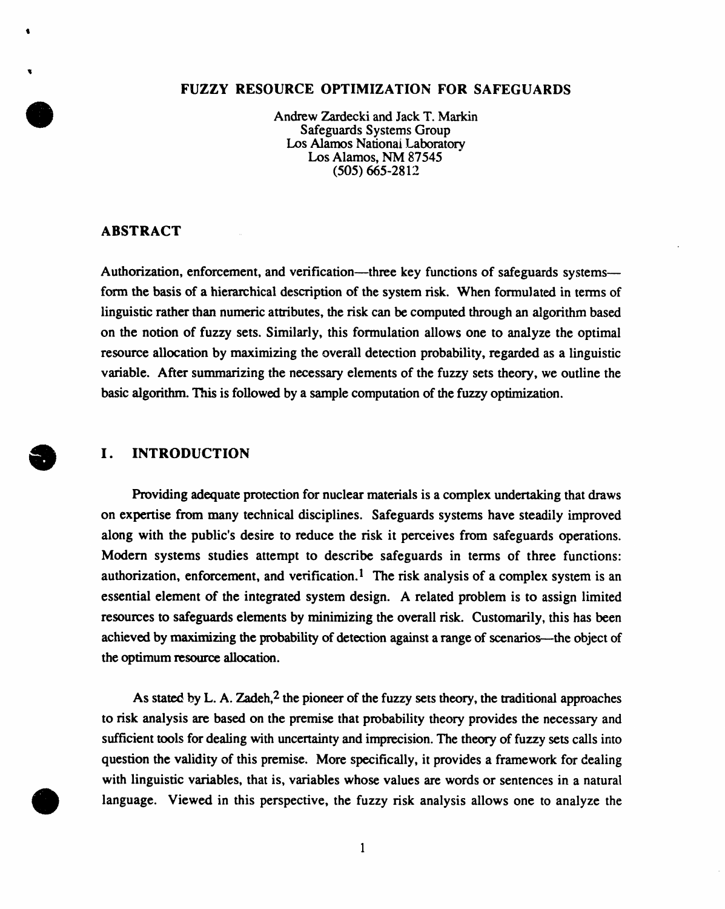# FUZZY RESOURCE OPTIMIZATION FOR SAFEGUARDS

Andrew Zardecki and Jack T. Markin
Safeguards Systems Group
Los Alamos National Laboratory
Los Alamos, NM 87545
(505) 665-2812

## ABSTRACT

Authorization, enforcement, and verification—three key functions of safeguards systems—form the basis of a hierarchical description of the system risk. When formulated in terms of linguistic rather than numeric attributes, the risk can be computed through an algorithm based on the notion of fuzzy sets. Similarly, this formulation allows one to analyze the optimal resource allocation by maximizing the overall detection probability, regarded as a linguistic variable. After summarizing the necessary elements of the fuzzy sets theory, we outline the basic algorithm. This is followed by a sample computation of the fuzzy optimization.

## I. INTRODUCTION

Providing adequate protection for nuclear materials is a complex undertaking that draws on expertise from many technical disciplines. Safeguards systems have steadily improved along with the public's desire to reduce the risk it perceives from safeguards operations. Modern systems studies attempt to describe safeguards in terms of three functions: authorization, enforcement, and verification.[1] The risk analysis of a complex system is an essential element of the integrated system design. A related problem is to assign limited resources to safeguards elements by minimizing the overall risk. Customarily, this has been achieved by maximizing the probability of detection against a range of scenarios—the object of the optimum resource allocation.

As stated by L. A. Zadeh,[2] the pioneer of the fuzzy sets theory, the traditional approaches to risk analysis are based on the premise that probability theory provides the necessary and sufficient tools for dealing with uncertainty and imprecision. The theory of fuzzy sets calls into question the validity of this premise. More specifically, it provides a framework for dealing with linguistic variables, that is, variables whose values are words or sentences in a natural language. Viewed in this perspective, the fuzzy risk analysis allows one to analyze the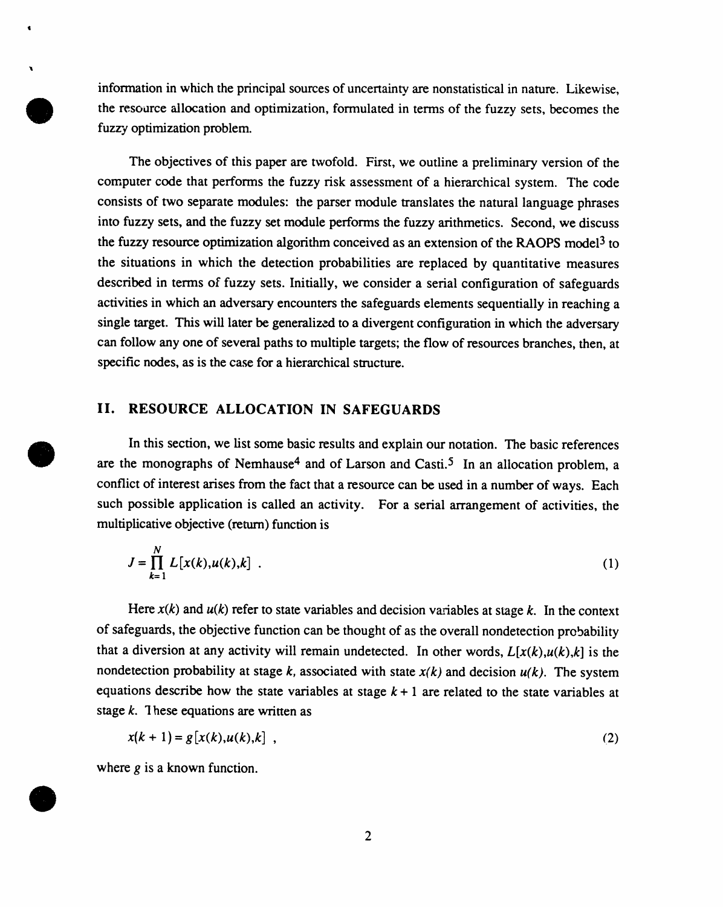information in which the principal sources of uncertainty are nonstatistical in nature. Likewise, the resource allocation and optimization, formulated in terms of the fuzzy sets, becomes the fuzzy optimization problem.

The objectives of this paper are twofold. First, we outline a preliminary version of the computer code that performs the fuzzy risk assessment of a hierarchical system. The code consists of two separate modules: the parser module translates the natural language phrases into fuzzy sets, and the fuzzy set module performs the fuzzy arithmetics. Second, we discuss the fuzzy resource optimization algorithm conceived as an extension of the RAOPS model[3] to the situations in which the detection probabilities are replaced by quantitative measures described in terms of fuzzy sets. Initially, we consider a serial configuration of safeguards activities in which an adversary encounters the safeguards elements sequentially in reaching a single target. This will later be generalized to a divergent configuration in which the adversary can follow any one of several paths to multiple targets; the flow of resources branches, then, at specific nodes, as is the case for a hierarchical structure.

## II. RESOURCE ALLOCATION IN SAFEGUARDS

In this section, we list some basic results and explain our notation. The basic references are the monographs of Nemhause[4] and of Larson and Casti.[5] In an allocation problem, a conflict of interest arises from the fact that a resource can be used in a number of ways. Each such possible application is called an activity. For a serial arrangement of activities, the multiplicative objective (return) function is

$$J = \prod_{k=1}^{N} L[x(k),u(k),k] \ . \tag{1}$$

Here $x(k)$ and $u(k)$ refer to state variables and decision variables at stage $k$. In the context of safeguards, the objective function can be thought of as the overall nondetection probability that a diversion at any activity will remain undetected. In other words, $L[x(k),u(k),k]$ is the nondetection probability at stage $k$, associated with state $x(k)$ and decision $u(k)$. The system equations describe how the state variables at stage $k+1$ are related to the state variables at stage $k$. These equations are written as

$$x(k+1) = g[x(k),u(k),k] \ , \tag{2}$$

where $g$ is a known function.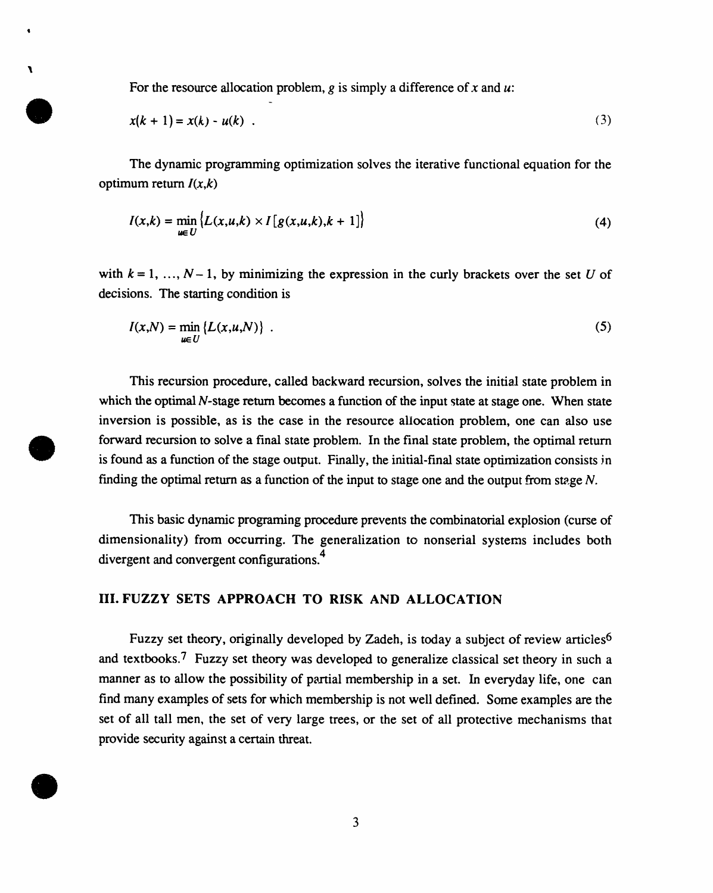For the resource allocation problem, $g$ is simply a difference of $x$ and $u$:

$$x(k+1) = x(k) - u(k) \quad . \tag{3}$$

The dynamic programming optimization solves the iterative functional equation for the optimum return $I(x,k)$

$$I(x,k) = \min_{u \in U} \left\{ L(x,u,k) \times I\left[g(x,u,k), k+1\right] \right\} \tag{4}$$

with $k = 1, \ldots, N-1$, by minimizing the expression in the curly brackets over the set $U$ of decisions. The starting condition is

$$I(x,N) = \min_{u \in U} \left\{ L(x,u,N) \right\} \quad . \tag{5}$$

This recursion procedure, called backward recursion, solves the initial state problem in which the optimal $N$-stage return becomes a function of the input state at stage one. When state inversion is possible, as is the case in the resource allocation problem, one can also use forward recursion to solve a final state problem. In the final state problem, the optimal return is found as a function of the stage output. Finally, the initial-final state optimization consists in finding the optimal return as a function of the input to stage one and the output from stage $N$.

This basic dynamic programing procedure prevents the combinatorial explosion (curse of dimensionality) from occurring. The generalization to nonserial systems includes both divergent and convergent configurations.[4]

## III. FUZZY SETS APPROACH TO RISK AND ALLOCATION

Fuzzy set theory, originally developed by Zadeh, is today a subject of review articles[6] and textbooks.[7] Fuzzy set theory was developed to generalize classical set theory in such a manner as to allow the possibility of partial membership in a set. In everyday life, one can find many examples of sets for which membership is not well defined. Some examples are the set of all tall men, the set of very large trees, or the set of all protective mechanisms that provide security against a certain threat.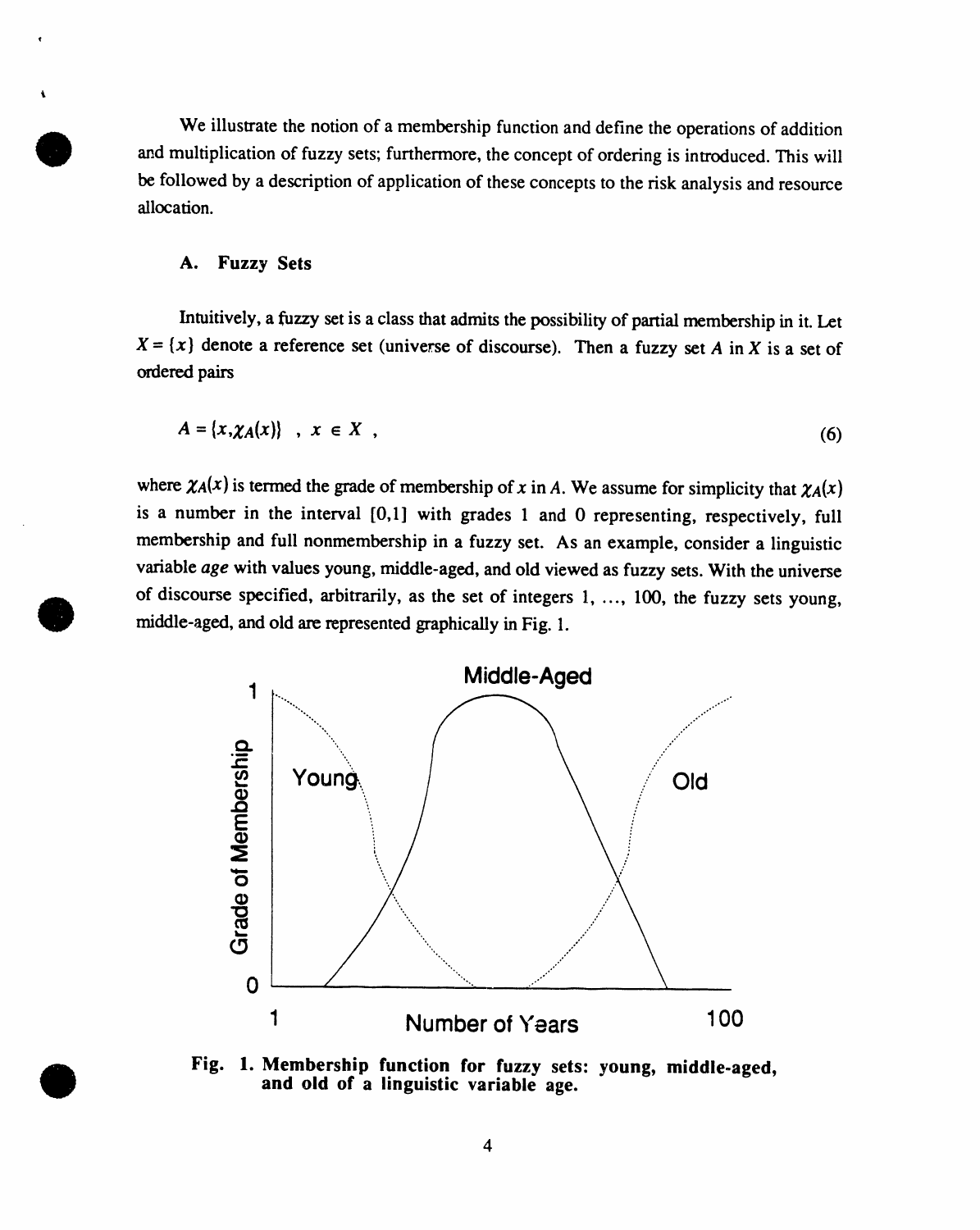We illustrate the notion of a membership function and define the operations of addition and multiplication of fuzzy sets; furthermore, the concept of ordering is introduced. This will be followed by a description of application of these concepts to the risk analysis and resource allocation.

### A. Fuzzy Sets

Intuitively, a fuzzy set is a class that admits the possibility of partial membership in it. Let $X = \{x\}$ denote a reference set (universe of discourse). Then a fuzzy set $A$ in $X$ is a set of ordered pairs

$$A = \{x, \chi_A(x)\} \quad , \; x \in X \; , \tag{6}$$

where $\chi_A(x)$ is termed the grade of membership of $x$ in $A$. We assume for simplicity that $\chi_A(x)$ is a number in the interval [0,1] with grades 1 and 0 representing, respectively, full membership and full nonmembership in a fuzzy set. As an example, consider a linguistic variable *age* with values young, middle-aged, and old viewed as fuzzy sets. With the universe of discourse specified, arbitrarily, as the set of integers 1, ..., 100, the fuzzy sets young, middle-aged, and old are represented graphically in Fig. 1.

**Fig. 1. Membership function for fuzzy sets: young, middle-aged, and old of a linguistic variable age.**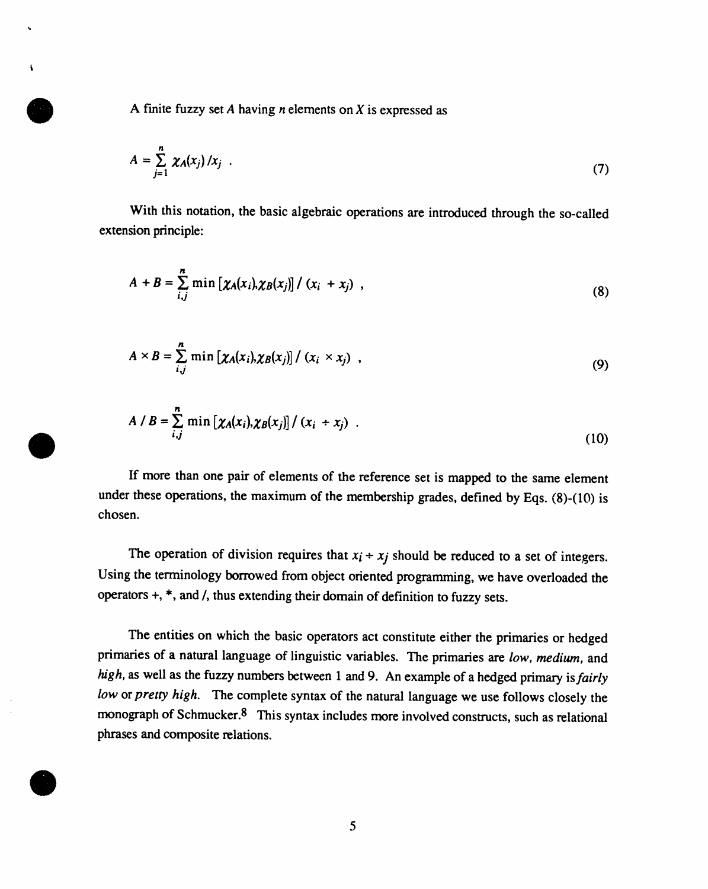A finite fuzzy set $A$ having $n$ elements on $X$ is expressed as

$$A = \sum_{j=1}^{n} \chi_A(x_j) / x_j \ . \tag{7}$$

With this notation, the basic algebraic operations are introduced through the so-called extension principle:

$$A + B = \sum_{i,j}^{n} \min \left[ \chi_A(x_i), \chi_B(x_j) \right] / (x_i + x_j) \ , \tag{8}$$

$$A \times B = \sum_{i,j}^{n} \min \left[ \chi_A(x_i), \chi_B(x_j) \right] / (x_i \times x_j) \ , \tag{9}$$

$$A / B = \sum_{i,j}^{n} \min \left[ \chi_A(x_i), \chi_B(x_j) \right] / (x_i \div x_j) \ . \tag{10}$$

If more than one pair of elements of the reference set is mapped to the same element under these operations, the maximum of the membership grades, defined by Eqs. (8)-(10) is chosen.

The operation of division requires that $x_i \div x_j$ should be reduced to a set of integers. Using the terminology borrowed from object oriented programming, we have overloaded the operators +, *, and /, thus extending their domain of definition to fuzzy sets.

The entities on which the basic operators act constitute either the primaries or hedged primaries of a natural language of linguistic variables. The primaries are *low, medium,* and *high,* as well as the fuzzy numbers between 1 and 9. An example of a hedged primary is *fairly low* or *pretty high.* The complete syntax of the natural language we use follows closely the monograph of Schmucker.[8] This syntax includes more involved constructs, such as relational phrases and composite relations.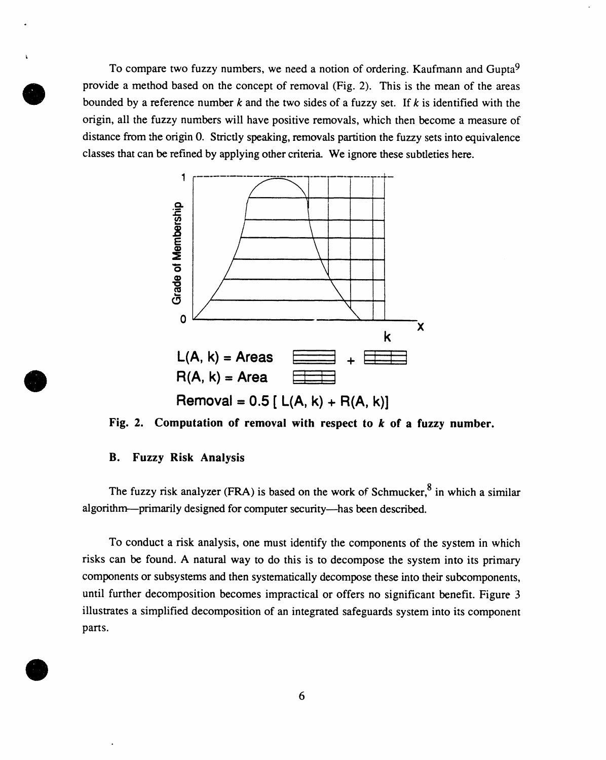To compare two fuzzy numbers, we need a notion of ordering. Kaufmann and Gupta[9] provide a method based on the concept of removal (Fig. 2). This is the mean of the areas bounded by a reference number $k$ and the two sides of a fuzzy set. If $k$ is identified with the origin, all the fuzzy numbers will have positive removals, which then become a measure of distance from the origin 0. Strictly speaking, removals partition the fuzzy sets into equivalence classes that can be refined by applying other criteria. We ignore these subtleties here.

$L(A, k)$ = Areas + 

$R(A, k)$ = Area

Removal = $0.5\,[\,L(A, k) + R(A, k)\,]$

**Fig. 2. Computation of removal with respect to *k* of a fuzzy number.**

### B. Fuzzy Risk Analysis

The fuzzy risk analyzer (FRA) is based on the work of Schmucker,[8] in which a similar algorithm—primarily designed for computer security—has been described.

To conduct a risk analysis, one must identify the components of the system in which risks can be found. A natural way to do this is to decompose the system into its primary components or subsystems and then systematically decompose these into their subcomponents, until further decomposition becomes impractical or offers no significant benefit. Figure 3 illustrates a simplified decomposition of an integrated safeguards system into its component parts.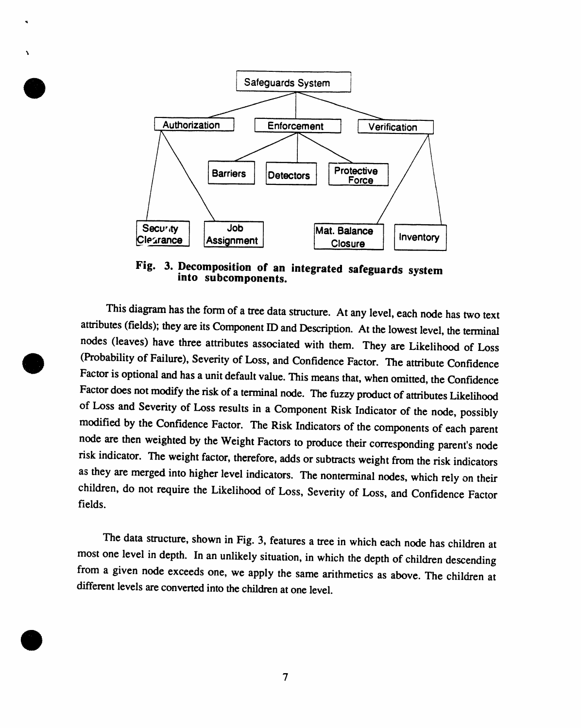Fig. 3. Decomposition of an integrated safeguards system into subcomponents.

This diagram has the form of a tree data structure. At any level, each node has two text attributes (fields); they are its Component ID and Description. At the lowest level, the terminal nodes (leaves) have three attributes associated with them. They are Likelihood of Loss (Probability of Failure), Severity of Loss, and Confidence Factor. The attribute Confidence Factor is optional and has a unit default value. This means that, when omitted, the Confidence Factor does not modify the risk of a terminal node. The fuzzy product of attributes Likelihood of Loss and Severity of Loss results in a Component Risk Indicator of the node, possibly modified by the Confidence Factor. The Risk Indicators of the components of each parent node are then weighted by the Weight Factors to produce their corresponding parent's node risk indicator. The weight factor, therefore, adds or subtracts weight from the risk indicators as they are merged into higher level indicators. The nonterminal nodes, which rely on their children, do not require the Likelihood of Loss, Severity of Loss, and Confidence Factor fields.

The data structure, shown in Fig. 3, features a tree in which each node has children at most one level in depth. In an unlikely situation, in which the depth of children descending from a given node exceeds one, we apply the same arithmetics as above. The children at different levels are converted into the children at one level.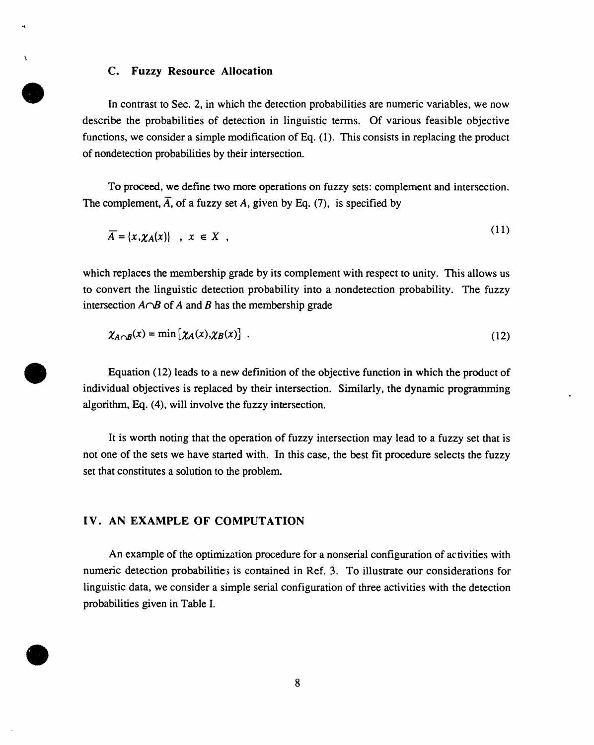### C. Fuzzy Resource Allocation

In contrast to Sec. 2, in which the detection probabilities are numeric variables, we now describe the probabilities of detection in linguistic terms. Of various feasible objective functions, we consider a simple modification of Eq. (1). This consists in replacing the product of nondetection probabilities by their intersection.

To proceed, we define two more operations on fuzzy sets: complement and intersection. The complement, $\overline{A}$, of a fuzzy set $A$, given by Eq. (7), is specified by

$$\overline{A} = \{x, \chi_A(x)\} \quad , \; x \in X \; , \tag{11}$$

which replaces the membership grade by its complement with respect to unity. This allows us to convert the linguistic detection probability into a nondetection probability. The fuzzy intersection $A \cap B$ of $A$ and $B$ has the membership grade

$$\chi_{A \cap B}(x) = \min\left[\chi_A(x), \chi_B(x)\right] \; . \tag{12}$$

Equation (12) leads to a new definition of the objective function in which the product of individual objectives is replaced by their intersection. Similarly, the dynamic programming algorithm, Eq. (4), will involve the fuzzy intersection.

It is worth noting that the operation of fuzzy intersection may lead to a fuzzy set that is not one of the sets we have started with. In this case, the best fit procedure selects the fuzzy set that constitutes a solution to the problem.

## IV. AN EXAMPLE OF COMPUTATION

An example of the optimization procedure for a nonserial configuration of activities with numeric detection probabilities is contained in Ref. 3. To illustrate our considerations for linguistic data, we consider a simple serial configuration of three activities with the detection probabilities given in Table I.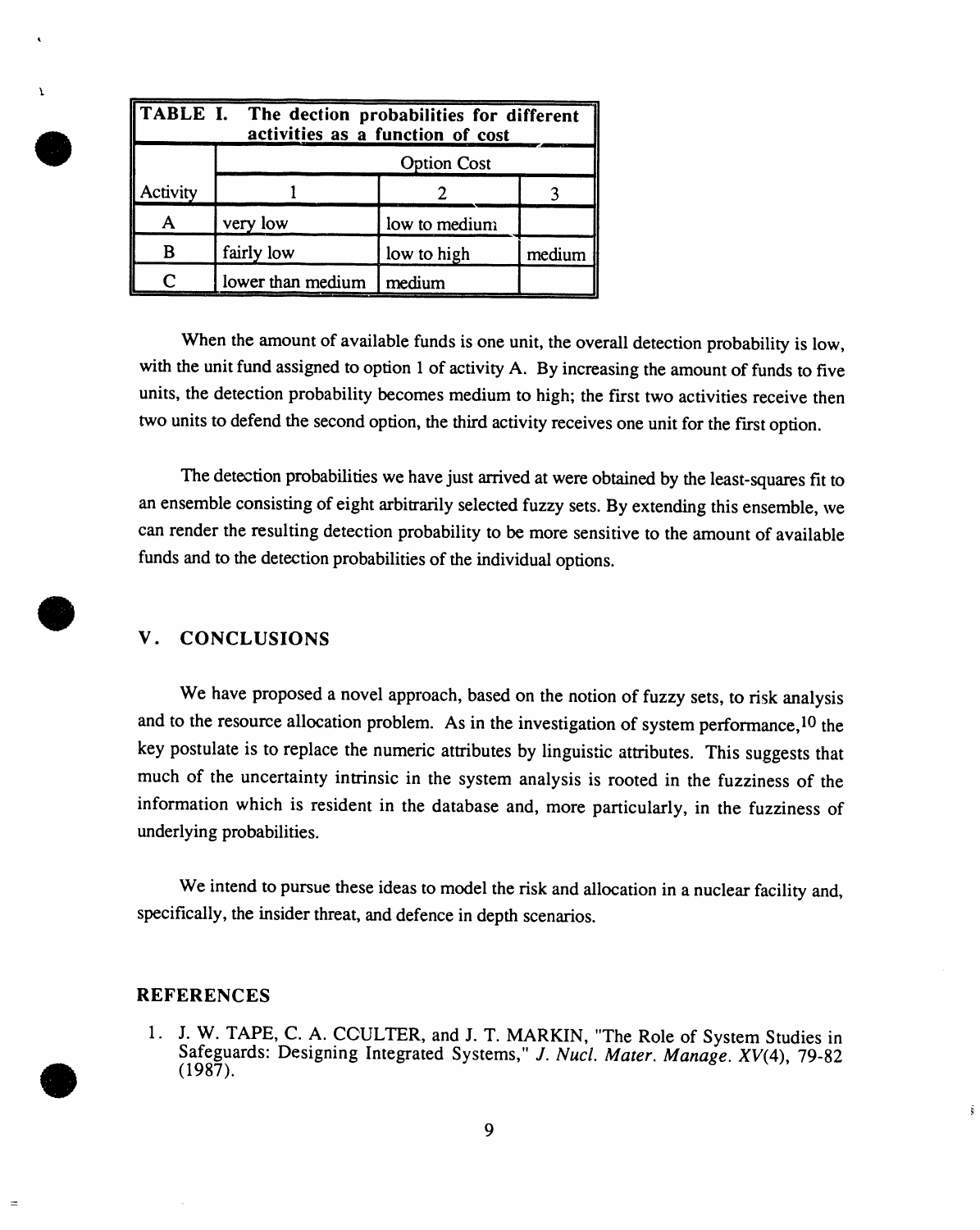**TABLE I. The dection probabilities for different activities as a function of cost**

| Activity | Option Cost | | |
|---|---|---|---|
| | 1 | 2 | 3 |
| A | very low | low to medium | |
| B | fairly low | low to high | medium |
| C | lower than medium | medium | |

When the amount of available funds is one unit, the overall detection probability is low, with the unit fund assigned to option 1 of activity A. By increasing the amount of funds to five units, the detection probability becomes medium to high; the first two activities receive then two units to defend the second option, the third activity receives one unit for the first option.

The detection probabilities we have just arrived at were obtained by the least-squares fit to an ensemble consisting of eight arbitrarily selected fuzzy sets. By extending this ensemble, we can render the resulting detection probability to be more sensitive to the amount of available funds and to the detection probabilities of the individual options.

## V. CONCLUSIONS

We have proposed a novel approach, based on the notion of fuzzy sets, to risk analysis and to the resource allocation problem. As in the investigation of system performance,[10] the key postulate is to replace the numeric attributes by linguistic attributes. This suggests that much of the uncertainty intrinsic in the system analysis is rooted in the fuzziness of the information which is resident in the database and, more particularly, in the fuzziness of underlying probabilities.

We intend to pursue these ideas to model the risk and allocation in a nuclear facility and, specifically, the insider threat, and defence in depth scenarios.

## REFERENCES

1. J. W. TAPE, C. A. CCULTER, and J. T. MARKIN, "The Role of System Studies in Safeguards: Designing Integrated Systems," *J. Nucl. Mater. Manage. XV*(4), 79-82 (1987).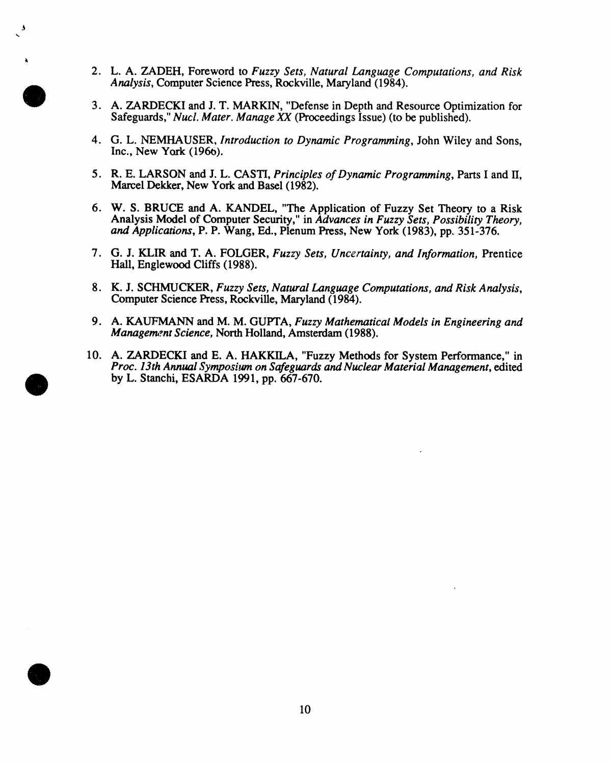2. L. A. ZADEH, Foreword to *Fuzzy Sets, Natural Language Computations, and Risk Analysis*, Computer Science Press, Rockville, Maryland (1984).

3. A. ZARDECKI and J. T. MARKIN, "Defense in Depth and Resource Optimization for Safeguards," *Nucl. Mater. Manage XX* (Proceedings Issue) (to be published).

4. G. L. NEMHAUSER, *Introduction to Dynamic Programming*, John Wiley and Sons, Inc., New York (1966).

5. R. E. LARSON and J. L. CASTI, *Principles of Dynamic Programming*, Parts I and II, Marcel Dekker, New York and Basel (1982).

6. W. S. BRUCE and A. KANDEL, "The Application of Fuzzy Set Theory to a Risk Analysis Model of Computer Security," in *Advances in Fuzzy Sets, Possibility Theory, and Applications*, P. P. Wang, Ed., Plenum Press, New York (1983), pp. 351-376.

7. G. J. KLIR and T. A. FOLGER, *Fuzzy Sets, Uncertainty, and Information*, Prentice Hall, Englewood Cliffs (1988).

8. K. J. SCHMUCKER, *Fuzzy Sets, Natural Language Computations, and Risk Analysis*, Computer Science Press, Rockville, Maryland (1984).

9. A. KAUFMANN and M. M. GUPTA, *Fuzzy Mathematical Models in Engineering and Management Science*, North Holland, Amsterdam (1988).

10. A. ZARDECKI and E. A. HAKKILA, "Fuzzy Methods for System Performance," in *Proc. 13th Annual Symposium on Safeguards and Nuclear Material Management*, edited by L. Stanchi, ESARDA 1991, pp. 667-670.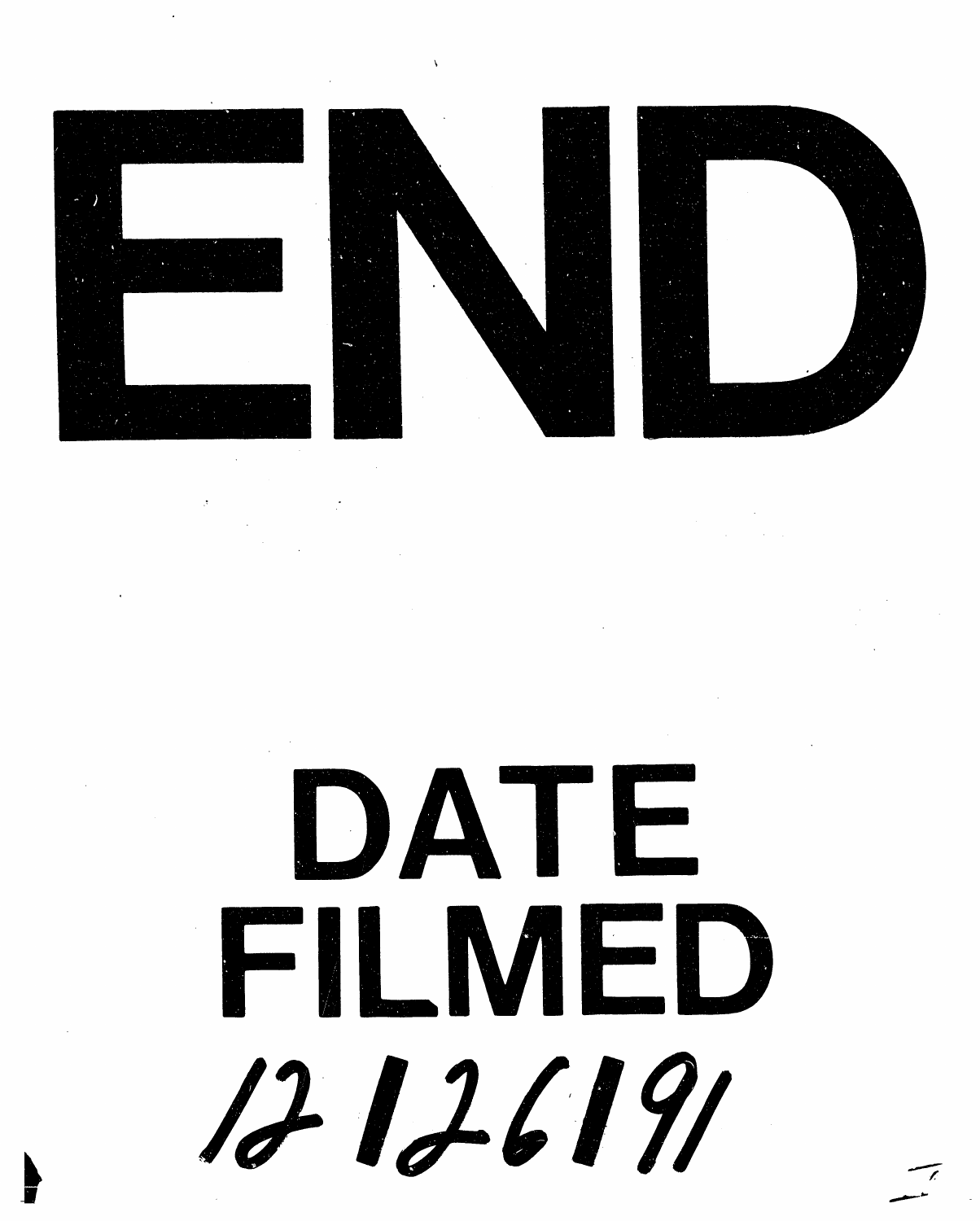# END

# DATE FILMED

12/26/91